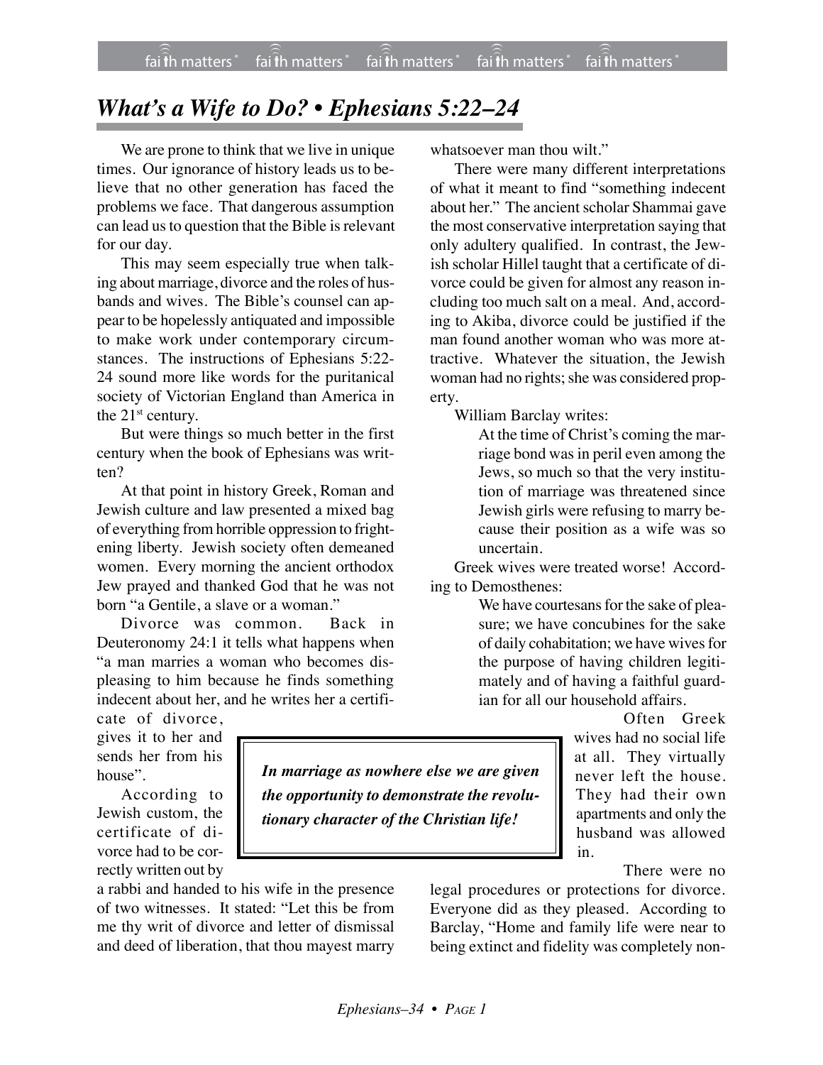# *What's a Wife to Do? • Ephesians 5:22–24*

We are prone to think that we live in unique times. Our ignorance of history leads us to believe that no other generation has faced the problems we face. That dangerous assumption can lead us to question that the Bible is relevant for our day.

This may seem especially true when talking about marriage, divorce and the roles of husbands and wives. The Bible's counsel can appear to be hopelessly antiquated and impossible to make work under contemporary circumstances. The instructions of Ephesians 5:22-24 sound more like words for the puritanical society of Victorian England than America in the 21st century.

But were things so much better in the first century when the book of Ephesians was written?

At that point in history Greek, Roman and Jewish culture and law presented a mixed bag of everything from horrible oppression to frightening liberty. Jewish society often demeaned women. Every morning the ancient orthodox Jew prayed and thanked God that he was not born "a Gentile, a slave or a woman."

Divorce was common. Back in Deuteronomy 24:1 it tells what happens when "a man marries a woman who becomes displeasing to him because he finds something indecent about her, and he writes her a certificate of divorce, gives it to her and sends her from his house".

According to Jewish custom, the certificate of divorce had to be correctly written out by a rabbi and handed to his wife in the presence of two witnesses. It stated: "Let this be from me thy writ of divorce and letter of dismissal and deed of liberation, that thou mayest marry whatsoever man thou wilt."

There were many different interpretations of what it meant to find "something indecent about her." The ancient scholar Shammai gave the most conservative interpretation saying that only adultery qualified. In contrast, the Jewish scholar Hillel taught that a certificate of divorce could be given for almost any reason including too much salt on a meal. And, according to Akiba, divorce could be justified if the man found another woman who was more attractive. Whatever the situation, the Jewish woman had no rights; she was considered property.

William Barclay writes:

> At the time of Christ's coming the marriage bond was in peril even among the Jews, so much so that the very institution of marriage was threatened since Jewish girls were refusing to marry because their position as a wife was so uncertain.

Greek wives were treated worse! According to Demosthenes:

> We have courtesans for the sake of pleasure; we have concubines for the sake of daily cohabitation; we have wives for the purpose of having children legitimately and of having a faithful guardian for all our household affairs.

> ***In marriage as nowhere else we are given the opportunity to demonstrate the revolutionary character of the Christian life!***

Often Greek wives had no social life at all. They virtually never left the house. They had their own apartments and only the husband was allowed in.

There were no legal procedures or protections for divorce. Everyone did as they pleased. According to Barclay, "Home and family life were near to being extinct and fidelity was completely non-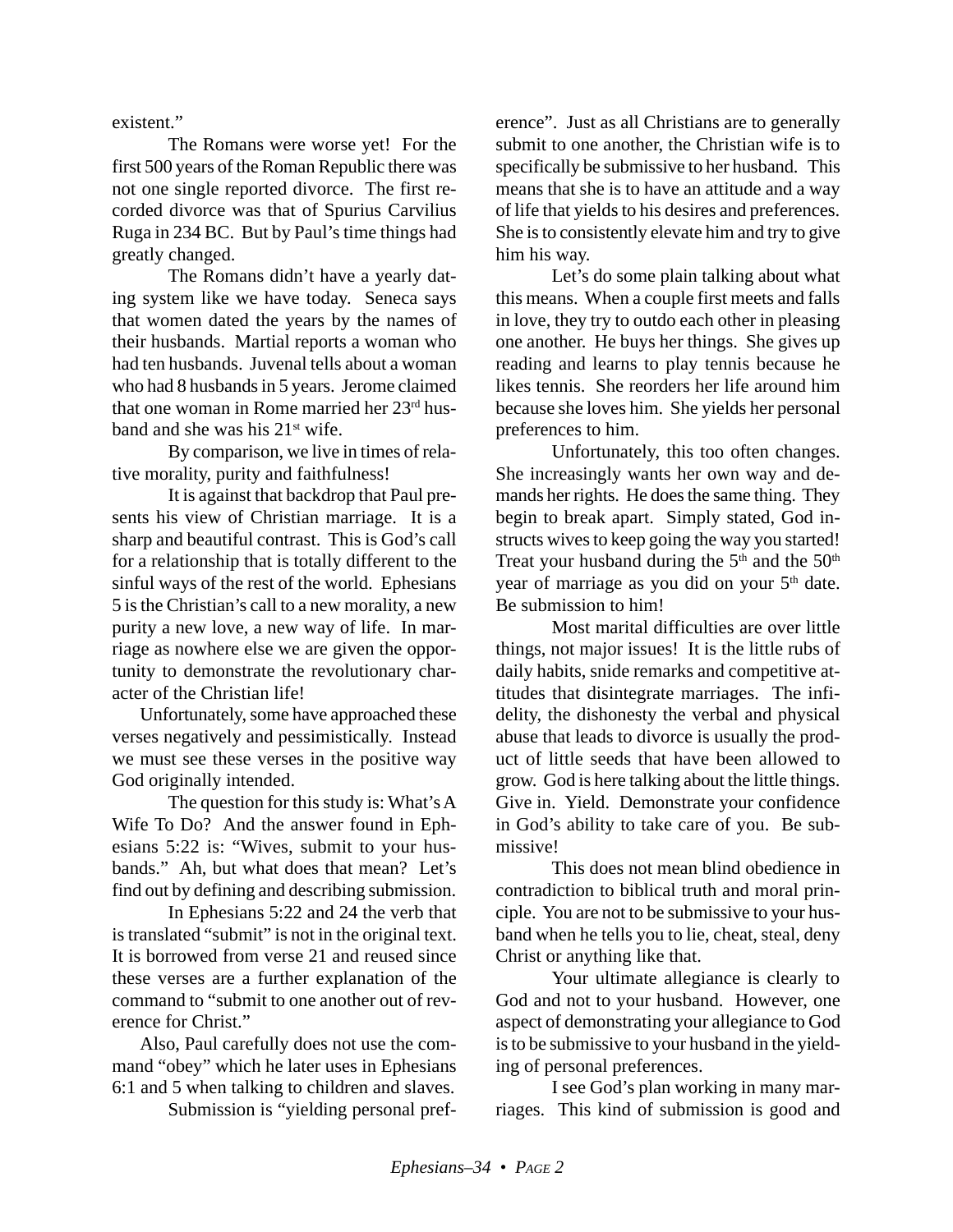existent."

The Romans were worse yet! For the first 500 years of the Roman Republic there was not one single reported divorce. The first recorded divorce was that of Spurius Carvilius Ruga in 234 BC. But by Paul's time things had greatly changed.

The Romans didn't have a yearly dating system like we have today. Seneca says that women dated the years by the names of their husbands. Martial reports a woman who had ten husbands. Juvenal tells about a woman who had 8 husbands in 5 years. Jerome claimed that one woman in Rome married her 23rd husband and she was his 21st wife.

By comparison, we live in times of relative morality, purity and faithfulness!

It is against that backdrop that Paul presents his view of Christian marriage. It is a sharp and beautiful contrast. This is God's call for a relationship that is totally different to the sinful ways of the rest of the world. Ephesians 5 is the Christian's call to a new morality, a new purity a new love, a new way of life. In marriage as nowhere else we are given the opportunity to demonstrate the revolutionary character of the Christian life!

Unfortunately, some have approached these verses negatively and pessimistically. Instead we must see these verses in the positive way God originally intended.

The question for this study is: What's A Wife To Do? And the answer found in Ephesians 5:22 is: "Wives, submit to your husbands." Ah, but what does that mean? Let's find out by defining and describing submission.

In Ephesians 5:22 and 24 the verb that is translated "submit" is not in the original text. It is borrowed from verse 21 and reused since these verses are a further explanation of the command to "submit to one another out of reverence for Christ."

Also, Paul carefully does not use the command "obey" which he later uses in Ephesians 6:1 and 5 when talking to children and slaves.

Submission is "yielding personal preference". Just as all Christians are to generally submit to one another, the Christian wife is to specifically be submissive to her husband. This means that she is to have an attitude and a way of life that yields to his desires and preferences. She is to consistently elevate him and try to give him his way.

Let's do some plain talking about what this means. When a couple first meets and falls in love, they try to outdo each other in pleasing one another. He buys her things. She gives up reading and learns to play tennis because he likes tennis. She reorders her life around him because she loves him. She yields her personal preferences to him.

Unfortunately, this too often changes. She increasingly wants her own way and demands her rights. He does the same thing. They begin to break apart. Simply stated, God instructs wives to keep going the way you started! Treat your husband during the 5th and the 50th year of marriage as you did on your 5th date. Be submission to him!

Most marital difficulties are over little things, not major issues! It is the little rubs of daily habits, snide remarks and competitive attitudes that disintegrate marriages. The infidelity, the dishonesty the verbal and physical abuse that leads to divorce is usually the product of little seeds that have been allowed to grow. God is here talking about the little things. Give in. Yield. Demonstrate your confidence in God's ability to take care of you. Be submissive!

This does not mean blind obedience in contradiction to biblical truth and moral principle. You are not to be submissive to your husband when he tells you to lie, cheat, steal, deny Christ or anything like that.

Your ultimate allegiance is clearly to God and not to your husband. However, one aspect of demonstrating your allegiance to God is to be submissive to your husband in the yielding of personal preferences.

I see God's plan working in many marriages. This kind of submission is good and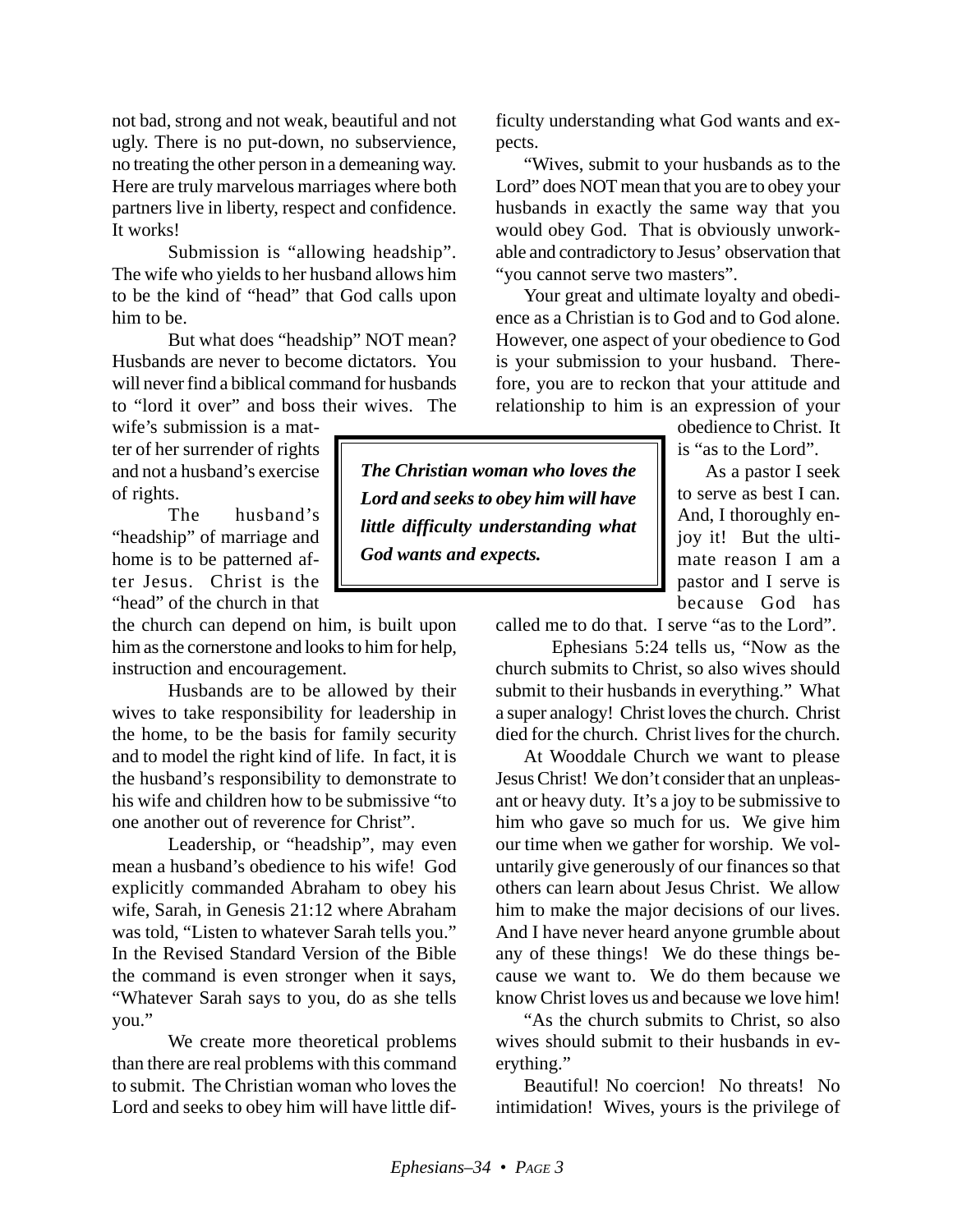not bad, strong and not weak, beautiful and not ugly. There is no put-down, no subservience, no treating the other person in a demeaning way. Here are truly marvelous marriages where both partners live in liberty, respect and confidence. It works!

Submission is "allowing headship". The wife who yields to her husband allows him to be the kind of "head" that God calls upon him to be.

But what does "headship" NOT mean? Husbands are never to become dictators. You will never find a biblical command for husbands to "lord it over" and boss their wives. The wife's submission is a matter of her surrender of rights and not a husband's exercise of rights.

The husband's "headship" of marriage and home is to be patterned after Jesus. Christ is the "head" of the church in that the church can depend on him, is built upon him as the cornerstone and looks to him for help, instruction and encouragement.

Husbands are to be allowed by their wives to take responsibility for leadership in the home, to be the basis for family security and to model the right kind of life. In fact, it is the husband's responsibility to demonstrate to his wife and children how to be submissive "to one another out of reverence for Christ".

Leadership, or "headship", may even mean a husband's obedience to his wife! God explicitly commanded Abraham to obey his wife, Sarah, in Genesis 21:12 where Abraham was told, "Listen to whatever Sarah tells you." In the Revised Standard Version of the Bible the command is even stronger when it says, "Whatever Sarah says to you, do as she tells you."

We create more theoretical problems than there are real problems with this command to submit. The Christian woman who loves the Lord and seeks to obey him will have little difficulty understanding what God wants and expects.

"Wives, submit to your husbands as to the Lord" does NOT mean that you are to obey your husbands in exactly the same way that you would obey God. That is obviously unworkable and contradictory to Jesus' observation that "you cannot serve two masters".

Your great and ultimate loyalty and obedience as a Christian is to God and to God alone. However, one aspect of your obedience to God is your submission to your husband. Therefore, you are to reckon that your attitude and relationship to him is an expression of your obedience to Christ. It is "as to the Lord".

> ***The Christian woman who loves the Lord and seeks to obey him will have little difficulty understanding what God wants and expects.***

As a pastor I seek to serve as best I can. And, I thoroughly enjoy it! But the ultimate reason I am a pastor and I serve is because God has called me to do that. I serve "as to the Lord".

Ephesians 5:24 tells us, "Now as the church submits to Christ, so also wives should submit to their husbands in everything." What a super analogy! Christ loves the church. Christ died for the church. Christ lives for the church.

At Wooddale Church we want to please Jesus Christ! We don't consider that an unpleasant or heavy duty. It's a joy to be submissive to him who gave so much for us. We give him our time when we gather for worship. We voluntarily give generously of our finances so that others can learn about Jesus Christ. We allow him to make the major decisions of our lives. And I have never heard anyone grumble about any of these things! We do these things because we want to. We do them because we know Christ loves us and because we love him!

"As the church submits to Christ, so also wives should submit to their husbands in everything."

Beautiful! No coercion! No threats! No intimidation! Wives, yours is the privilege of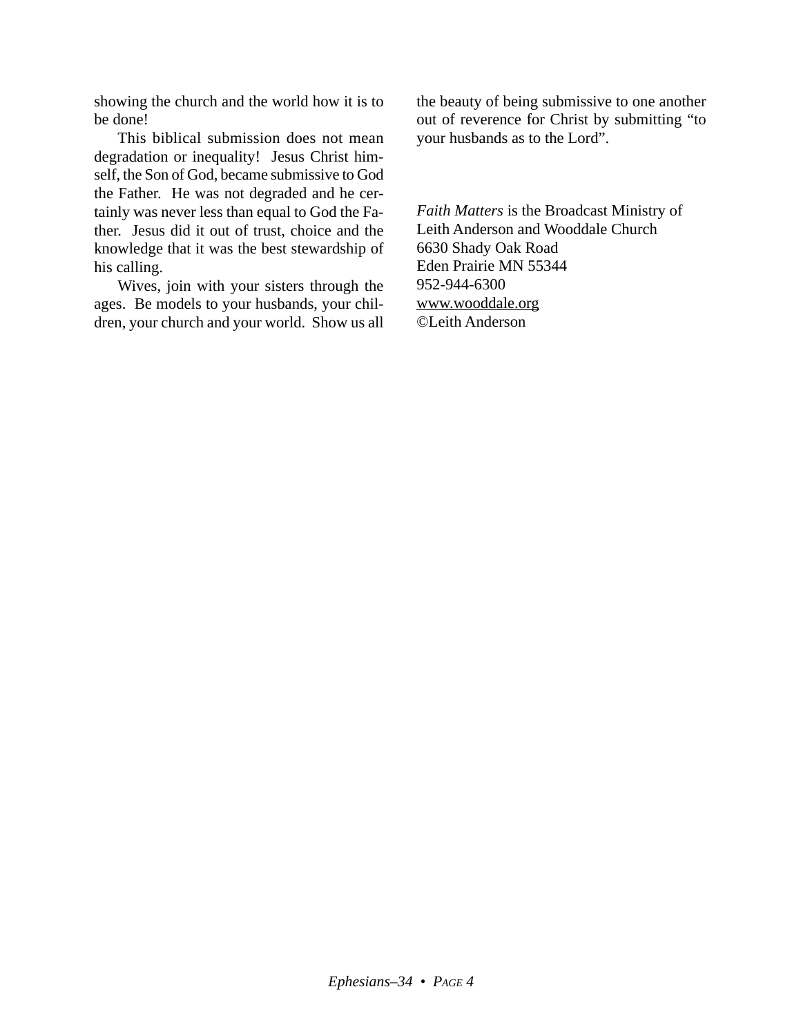showing the church and the world how it is to be done!

This biblical submission does not mean degradation or inequality! Jesus Christ himself, the Son of God, became submissive to God the Father. He was not degraded and he certainly was never less than equal to God the Father. Jesus did it out of trust, choice and the knowledge that it was the best stewardship of his calling.

Wives, join with your sisters through the ages. Be models to your husbands, your children, your church and your world. Show us all the beauty of being submissive to one another out of reverence for Christ by submitting "to your husbands as to the Lord".

*Faith Matters* is the Broadcast Ministry of
Leith Anderson and Wooddale Church
6630 Shady Oak Road
Eden Prairie MN 55344
952-944-6300
www.wooddale.org
©Leith Anderson